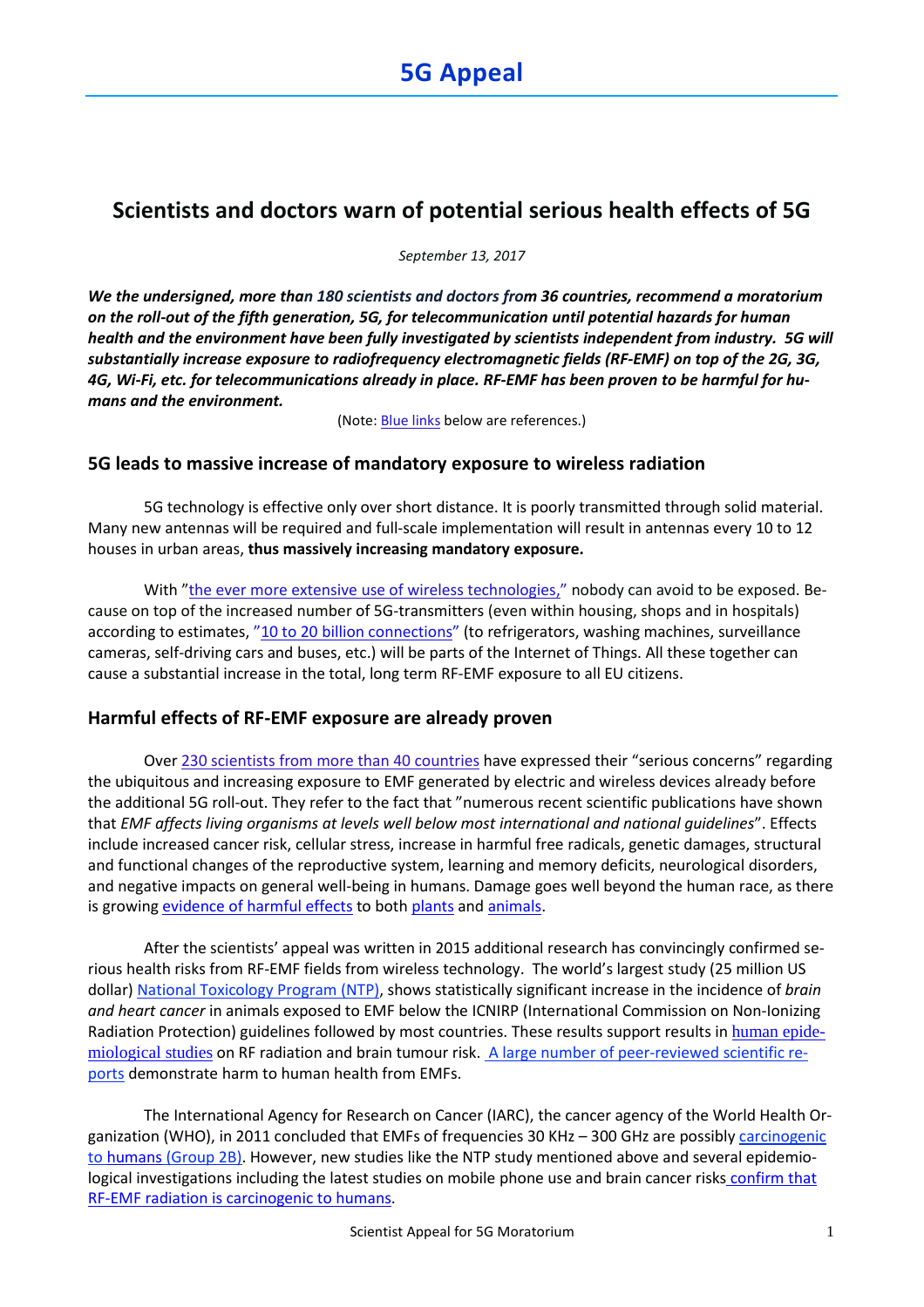# 5G Appeal

## Scientists and doctors warn of potential serious health effects of 5G

*September 13, 2017*

***We the undersigned, more than 180 scientists and doctors from 36 countries, recommend a moratorium on the roll-out of the fifth generation, 5G, for telecommunication until potential hazards for human health and the environment have been fully investigated by scientists independent from industry. 5G will substantially increase exposure to radiofrequency electromagnetic fields (RF-EMF) on top of the 2G, 3G, 4G, Wi-Fi, etc. for telecommunications already in place. RF-EMF has been proven to be harmful for humans and the environment.***

(Note: Blue links below are references.)

### 5G leads to massive increase of mandatory exposure to wireless radiation

5G technology is effective only over short distance. It is poorly transmitted through solid material. Many new antennas will be required and full-scale implementation will result in antennas every 10 to 12 houses in urban areas, **thus massively increasing mandatory exposure.**

With "the ever more extensive use of wireless technologies," nobody can avoid to be exposed. Because on top of the increased number of 5G-transmitters (even within housing, shops and in hospitals) according to estimates, "10 to 20 billion connections" (to refrigerators, washing machines, surveillance cameras, self-driving cars and buses, etc.) will be parts of the Internet of Things. All these together can cause a substantial increase in the total, long term RF-EMF exposure to all EU citizens.

### Harmful effects of RF-EMF exposure are already proven

Over 230 scientists from more than 40 countries have expressed their "serious concerns" regarding the ubiquitous and increasing exposure to EMF generated by electric and wireless devices already before the additional 5G roll-out. They refer to the fact that "numerous recent scientific publications have shown that *EMF affects living organisms at levels well below most international and national guidelines*". Effects include increased cancer risk, cellular stress, increase in harmful free radicals, genetic damages, structural and functional changes of the reproductive system, learning and memory deficits, neurological disorders, and negative impacts on general well-being in humans. Damage goes well beyond the human race, as there is growing evidence of harmful effects to both plants and animals.

After the scientists' appeal was written in 2015 additional research has convincingly confirmed serious health risks from RF-EMF fields from wireless technology. The world's largest study (25 million US dollar) National Toxicology Program (NTP), shows statistically significant increase in the incidence of *brain and heart cancer* in animals exposed to EMF below the ICNIRP (International Commission on Non-Ionizing Radiation Protection) guidelines followed by most countries. These results support results in human epidemiological studies on RF radiation and brain tumour risk. A large number of peer-reviewed scientific reports demonstrate harm to human health from EMFs.

The International Agency for Research on Cancer (IARC), the cancer agency of the World Health Organization (WHO), in 2011 concluded that EMFs of frequencies 30 KHz – 300 GHz are possibly carcinogenic to humans (Group 2B). However, new studies like the NTP study mentioned above and several epidemiological investigations including the latest studies on mobile phone use and brain cancer risks confirm that RF-EMF radiation is carcinogenic to humans.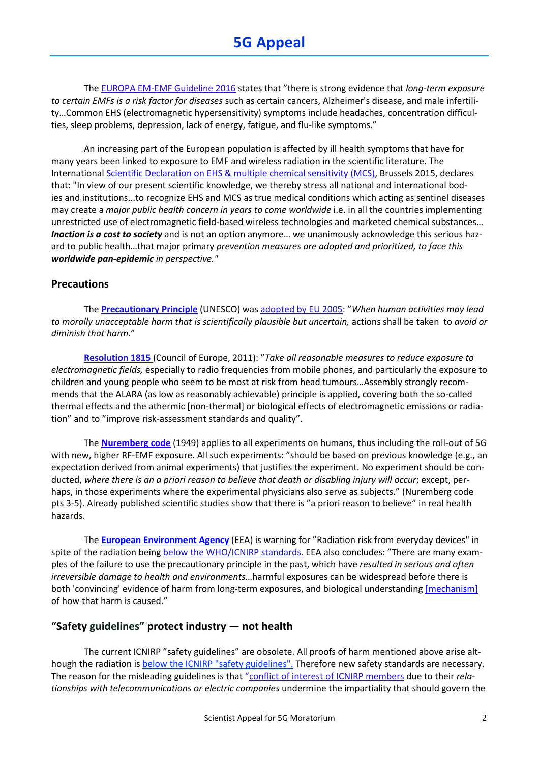# 5G Appeal

The EUROPA EM-EMF Guideline 2016 states that "there is strong evidence that *long-term exposure to certain EMFs is a risk factor for diseases* such as certain cancers, Alzheimer's disease, and male infertility…Common EHS (electromagnetic hypersensitivity) symptoms include headaches, concentration difficulties, sleep problems, depression, lack of energy, fatigue, and flu-like symptoms."

An increasing part of the European population is affected by ill health symptoms that have for many years been linked to exposure to EMF and wireless radiation in the scientific literature. The International Scientific Declaration on EHS & multiple chemical sensitivity (MCS), Brussels 2015, declares that: "In view of our present scientific knowledge, we thereby stress all national and international bodies and institutions...to recognize EHS and MCS as true medical conditions which acting as sentinel diseases may create a *major public health concern in years to come worldwide* i.e. in all the countries implementing unrestricted use of electromagnetic field-based wireless technologies and marketed chemical substances… ***Inaction is a cost to society*** and is not an option anymore… we unanimously acknowledge this serious hazard to public health…that major primary *prevention measures are adopted and prioritized, to face this **worldwide pan-epidemic** in perspective.*"

## Precautions

The **Precautionary Principle** (UNESCO) was adopted by EU 2005: "*When human activities may lead to morally unacceptable harm that is scientifically plausible but uncertain,* actions shall be taken to *avoid or diminish that harm.*"

**Resolution 1815** (Council of Europe, 2011): "*Take all reasonable measures to reduce exposure to electromagnetic fields,* especially to radio frequencies from mobile phones, and particularly the exposure to children and young people who seem to be most at risk from head tumours…Assembly strongly recommends that the ALARA (as low as reasonably achievable) principle is applied, covering both the so-called thermal effects and the athermic [non-thermal] or biological effects of electromagnetic emissions or radiation" and to "improve risk-assessment standards and quality".

The **Nuremberg code** (1949) applies to all experiments on humans, thus including the roll-out of 5G with new, higher RF-EMF exposure. All such experiments: "should be based on previous knowledge (e.g., an expectation derived from animal experiments) that justifies the experiment. No experiment should be conducted, *where there is an a priori reason to believe that death or disabling injury will occur*; except, perhaps, in those experiments where the experimental physicians also serve as subjects." (Nuremberg code pts 3-5). Already published scientific studies show that there is "a priori reason to believe" in real health hazards.

The **European Environment Agency** (EEA) is warning for "Radiation risk from everyday devices" in spite of the radiation being below the WHO/ICNIRP standards. EEA also concludes: "There are many examples of the failure to use the precautionary principle in the past, which have *resulted in serious and often irreversible damage to health and environments*…harmful exposures can be widespread before there is both 'convincing' evidence of harm from long-term exposures, and biological understanding [mechanism] of how that harm is caused."

## "Safety guidelines" protect industry — not health

The current ICNIRP "safety guidelines" are obsolete. All proofs of harm mentioned above arise although the radiation is below the ICNIRP "safety guidelines". Therefore new safety standards are necessary. The reason for the misleading guidelines is that "conflict of interest of ICNIRP members due to their *relationships with telecommunications or electric companies* undermine the impartiality that should govern the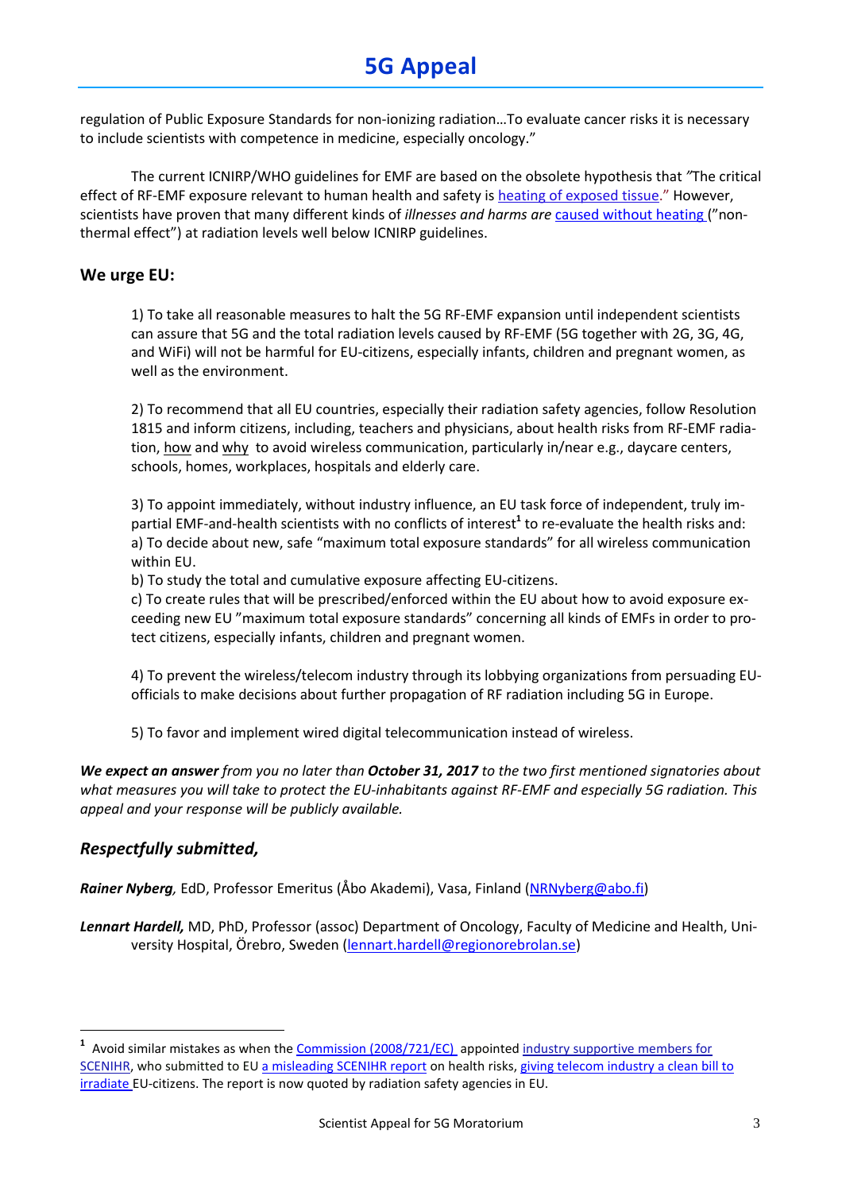regulation of Public Exposure Standards for non-ionizing radiation…To evaluate cancer risks it is necessary to include scientists with competence in medicine, especially oncology."

The current ICNIRP/WHO guidelines for EMF are based on the obsolete hypothesis that "The critical effect of RF-EMF exposure relevant to human health and safety is heating of exposed tissue." However, scientists have proven that many different kinds of *illnesses and harms are* caused without heating ("non-thermal effect") at radiation levels well below ICNIRP guidelines.

## We urge EU:

1) To take all reasonable measures to halt the 5G RF-EMF expansion until independent scientists can assure that 5G and the total radiation levels caused by RF-EMF (5G together with 2G, 3G, 4G, and WiFi) will not be harmful for EU-citizens, especially infants, children and pregnant women, as well as the environment.

2) To recommend that all EU countries, especially their radiation safety agencies, follow Resolution 1815 and inform citizens, including, teachers and physicians, about health risks from RF-EMF radiation, how and why to avoid wireless communication, particularly in/near e.g., daycare centers, schools, homes, workplaces, hospitals and elderly care.

3) To appoint immediately, without industry influence, an EU task force of independent, truly impartial EMF-and-health scientists with no conflicts of interest[1] to re-evaluate the health risks and:
a) To decide about new, safe "maximum total exposure standards" for all wireless communication within EU.
b) To study the total and cumulative exposure affecting EU-citizens.
c) To create rules that will be prescribed/enforced within the EU about how to avoid exposure exceeding new EU "maximum total exposure standards" concerning all kinds of EMFs in order to protect citizens, especially infants, children and pregnant women.

4) To prevent the wireless/telecom industry through its lobbying organizations from persuading EU-officials to make decisions about further propagation of RF radiation including 5G in Europe.

5) To favor and implement wired digital telecommunication instead of wireless.

***We expect an answer*** *from you no later than* ***October 31, 2017*** *to the two first mentioned signatories about what measures you will take to protect the EU-inhabitants against RF-EMF and especially 5G radiation. This appeal and your response will be publicly available.*

## *Respectfully submitted,*

***Rainer Nyberg***, EdD, Professor Emeritus (Åbo Akademi), Vasa, Finland (NRNyberg@abo.fi)

***Lennart Hardell,*** MD, PhD, Professor (assoc) Department of Oncology, Faculty of Medicine and Health, University Hospital, Örebro, Sweden (lennart.hardell@regionorebrolan.se)

---

[1] Avoid similar mistakes as when the Commission (2008/721/EC) appointed industry supportive members for SCENIHR, who submitted to EU a misleading SCENIHR report on health risks, giving telecom industry a clean bill to irradiate EU-citizens. The report is now quoted by radiation safety agencies in EU.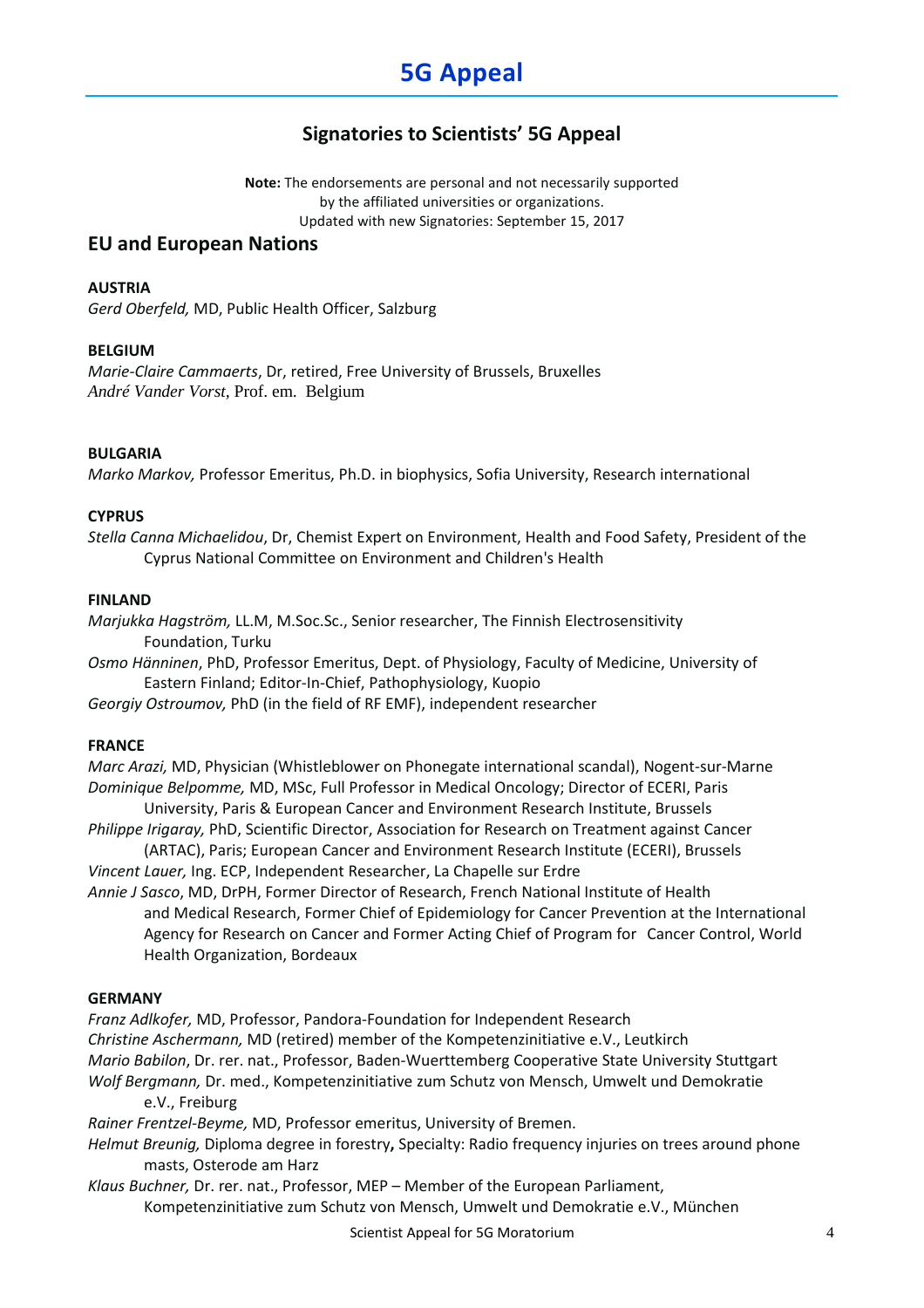# 5G Appeal

## Signatories to Scientists' 5G Appeal

**Note:** The endorsements are personal and not necessarily supported by the affiliated universities or organizations.
Updated with new Signatories: September 15, 2017

## EU and European Nations

**AUSTRIA**

*Gerd Oberfeld,* MD, Public Health Officer, Salzburg

**BELGIUM**

*Marie-Claire Cammaerts*, Dr, retired, Free University of Brussels, Bruxelles
*André Vander Vorst*, Prof. em. Belgium

**BULGARIA**

*Marko Markov,* Professor Emeritus, Ph.D. in biophysics, Sofia University, Research international

**CYPRUS**

*Stella Canna Michaelidou*, Dr, Chemist Expert on Environment, Health and Food Safety, President of the Cyprus National Committee on Environment and Children's Health

**FINLAND**

*Marjukka Hagström,* LL.M, M.Soc.Sc., Senior researcher, The Finnish Electrosensitivity Foundation, Turku
*Osmo Hänninen*, PhD, Professor Emeritus, Dept. of Physiology, Faculty of Medicine, University of Eastern Finland; Editor-In-Chief, Pathophysiology, Kuopio
*Georgiy Ostroumov,* PhD (in the field of RF EMF), independent researcher

**FRANCE**

*Marc Arazi,* MD, Physician (Whistleblower on Phonegate international scandal), Nogent-sur-Marne
*Dominique Belpomme,* MD, MSc, Full Professor in Medical Oncology; Director of ECERI, Paris University, Paris & European Cancer and Environment Research Institute, Brussels
*Philippe Irigaray,* PhD, Scientific Director, Association for Research on Treatment against Cancer (ARTAC), Paris; European Cancer and Environment Research Institute (ECERI), Brussels
*Vincent Lauer,* Ing. ECP, Independent Researcher, La Chapelle sur Erdre
*Annie J Sasco*, MD, DrPH, Former Director of Research, French National Institute of Health and Medical Research, Former Chief of Epidemiology for Cancer Prevention at the International Agency for Research on Cancer and Former Acting Chief of Program for Cancer Control, World Health Organization, Bordeaux

**GERMANY**

*Franz Adlkofer,* MD, Professor, Pandora-Foundation for Independent Research
*Christine Aschermann,* MD (retired) member of the Kompetenzinitiative e.V., Leutkirch
*Mario Babilon*, Dr. rer. nat., Professor, Baden-Wuerttemberg Cooperative State University Stuttgart
*Wolf Bergmann,* Dr. med., Kompetenzinitiative zum Schutz von Mensch, Umwelt und Demokratie e.V., Freiburg
*Rainer Frentzel-Beyme,* MD, Professor emeritus, University of Bremen.
*Helmut Breunig,* Diploma degree in forestry**,** Specialty: Radio frequency injuries on trees around phone masts, Osterode am Harz
*Klaus Buchner,* Dr. rer. nat., Professor, MEP – Member of the European Parliament, Kompetenzinitiative zum Schutz von Mensch, Umwelt und Demokratie e.V., München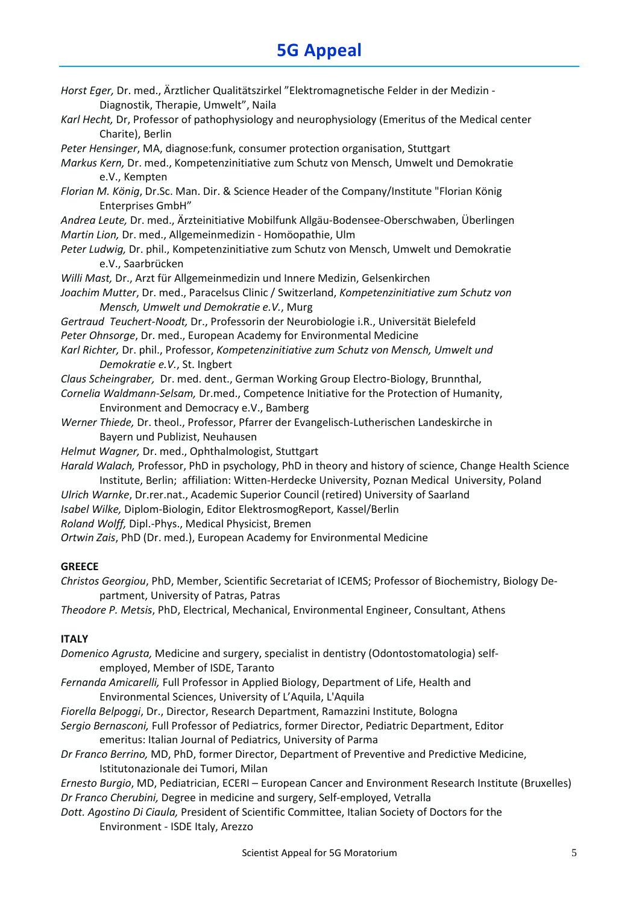*Horst Eger,* Dr. med., Ärztlicher Qualitätszirkel "Elektromagnetische Felder in der Medizin - Diagnostik, Therapie, Umwelt", Naila

*Karl Hecht,* Dr, Professor of pathophysiology and neurophysiology (Emeritus of the Medical center Charite), Berlin

*Peter Hensinger*, MA, diagnose:funk, consumer protection organisation, Stuttgart

*Markus Kern,* Dr. med., Kompetenzinitiative zum Schutz von Mensch, Umwelt und Demokratie e.V., Kempten

*Florian M. König*, Dr.Sc. Man. Dir. & Science Header of the Company/Institute "Florian König Enterprises GmbH"

*Andrea Leute,* Dr. med., Ärzteinitiative Mobilfunk Allgäu-Bodensee-Oberschwaben, Überlingen

*Martin Lion,* Dr. med., Allgemeinmedizin - Homöopathie, Ulm

*Peter Ludwig,* Dr. phil., Kompetenzinitiative zum Schutz von Mensch, Umwelt und Demokratie e.V., Saarbrücken

*Willi Mast,* Dr., Arzt für Allgemeinmedizin und Innere Medizin, Gelsenkirchen

*Joachim Mutter*, Dr. med., Paracelsus Clinic / Switzerland, *Kompetenzinitiative zum Schutz von Mensch, Umwelt und Demokratie e.V.*, Murg

*Gertraud Teuchert-Noodt,* Dr., Professorin der Neurobiologie i.R., Universität Bielefeld

*Peter Ohnsorge*, Dr. med., European Academy for Environmental Medicine

*Karl Richter,* Dr. phil., Professor, *Kompetenzinitiative zum Schutz von Mensch, Umwelt und Demokratie e.V.*, St. Ingbert

*Claus Scheingraber,* Dr. med. dent., German Working Group Electro-Biology, Brunnthal,

*Cornelia Waldmann-Selsam,* Dr.med., Competence Initiative for the Protection of Humanity, Environment and Democracy e.V., Bamberg

*Werner Thiede,* Dr. theol., Professor, Pfarrer der Evangelisch-Lutherischen Landeskirche in Bayern und Publizist, Neuhausen

*Helmut Wagner,* Dr. med., Ophthalmologist, Stuttgart

*Harald Walach,* Professor, PhD in psychology, PhD in theory and history of science, Change Health Science Institute, Berlin; affiliation: Witten-Herdecke University, Poznan Medical University, Poland

*Ulrich Warnke*, Dr.rer.nat., Academic Superior Council (retired) University of Saarland

*Isabel Wilke,* Diplom-Biologin, Editor ElektrosmogReport, Kassel/Berlin

*Roland Wolff,* Dipl.-Phys., Medical Physicist, Bremen

*Ortwin Zais*, PhD (Dr. med.), European Academy for Environmental Medicine

**GREECE**

*Christos Georgiou*, PhD, Member, Scientific Secretariat of ICEMS; Professor of Biochemistry, Biology Department, University of Patras, Patras

*Theodore P. Metsis*, PhD, Electrical, Mechanical, Environmental Engineer, Consultant, Athens

**ITALY**

*Domenico Agrusta,* Medicine and surgery, specialist in dentistry (Odontostomatologia) self-employed, Member of ISDE, Taranto

*Fernanda Amicarelli,* Full Professor in Applied Biology, Department of Life, Health and Environmental Sciences, University of L'Aquila, L'Aquila

*Fiorella Belpoggi*, Dr., Director, Research Department, Ramazzini Institute, Bologna

*Sergio Bernasconi,* Full Professor of Pediatrics, former Director, Pediatric Department, Editor emeritus: Italian Journal of Pediatrics, University of Parma

*Dr Franco Berrino,* MD, PhD, former Director, Department of Preventive and Predictive Medicine, Istitutonazionale dei Tumori, Milan

*Ernesto Burgio*, MD, Pediatrician, ECERI – European Cancer and Environment Research Institute (Bruxelles)

*Dr Franco Cherubini,* Degree in medicine and surgery, Self-employed, Vetralla

*Dott. Agostino Di Ciaula,* President of Scientific Committee, Italian Society of Doctors for the Environment - ISDE Italy, Arezzo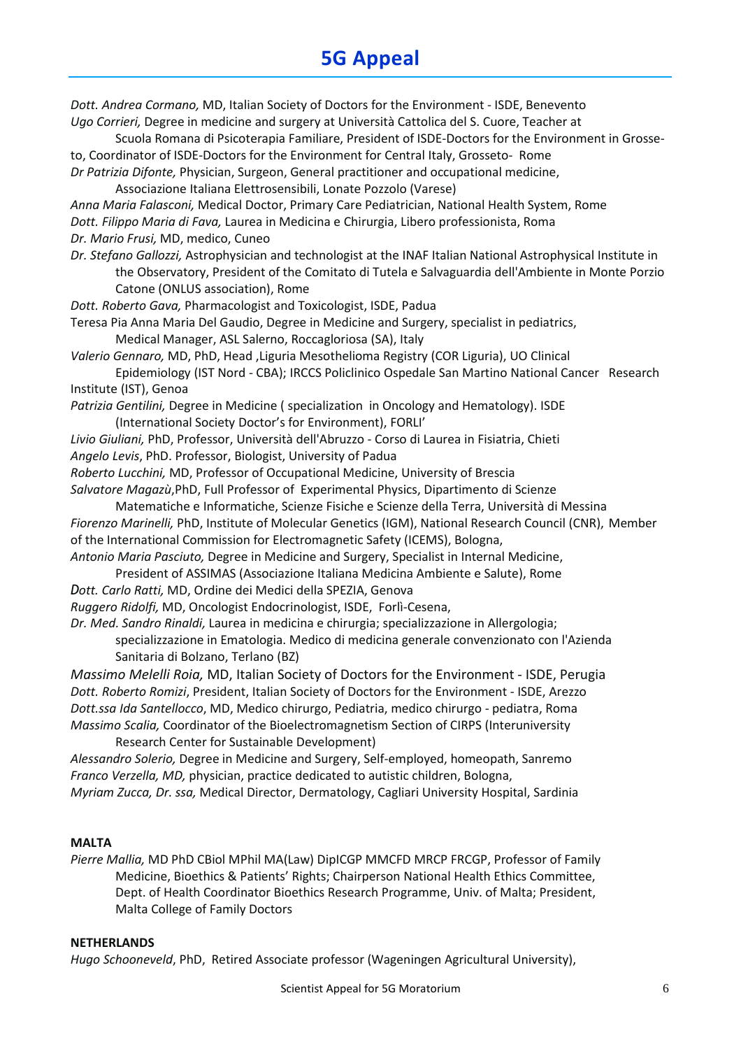*Dott. Andrea Cormano,* MD, Italian Society of Doctors for the Environment - ISDE, Benevento

*Ugo Corrieri,* Degree in medicine and surgery at Università Cattolica del S. Cuore, Teacher at Scuola Romana di Psicoterapia Familiare, President of ISDE-Doctors for the Environment in Grosseto, Coordinator of ISDE-Doctors for the Environment for Central Italy, Grosseto- Rome

*Dr Patrizia Difonte,* Physician, Surgeon, General practitioner and occupational medicine, Associazione Italiana Elettrosensibili, Lonate Pozzolo (Varese)

*Anna Maria Falasconi,* Medical Doctor, Primary Care Pediatrician, National Health System, Rome

*Dott. Filippo Maria di Fava,* Laurea in Medicina e Chirurgia, Libero professionista, Roma

*Dr. Mario Frusi,* MD, medico, Cuneo

*Dr. Stefano Gallozzi,* Astrophysician and technologist at the INAF Italian National Astrophysical Institute in the Observatory, President of the Comitato di Tutela e Salvaguardia dell'Ambiente in Monte Porzio Catone (ONLUS association), Rome

*Dott. Roberto Gava,* Pharmacologist and Toxicologist, ISDE, Padua

Teresa Pia Anna Maria Del Gaudio, Degree in Medicine and Surgery, specialist in pediatrics, Medical Manager, ASL Salerno, Roccagloriosa (SA), Italy

*Valerio Gennaro,* MD, PhD, Head ,Liguria Mesothelioma Registry (COR Liguria), UO Clinical Epidemiology (IST Nord - CBA); IRCCS Policlinico Ospedale San Martino National Cancer Research Institute (IST), Genoa

*Patrizia Gentilini,* Degree in Medicine ( specialization in Oncology and Hematology). ISDE (International Society Doctor's for Environment), FORLI'

*Livio Giuliani,* PhD, Professor, Università dell'Abruzzo - Corso di Laurea in Fisiatria, Chieti

*Angelo Levis*, PhD. Professor, Biologist, University of Padua

*Roberto Lucchini,* MD, Professor of Occupational Medicine, University of Brescia

*Salvatore Magazù*,PhD, Full Professor of Experimental Physics, Dipartimento di Scienze Matematiche e Informatiche, Scienze Fisiche e Scienze della Terra, Università di Messina

*Fiorenzo Marinelli,* PhD, Institute of Molecular Genetics (IGM), National Research Council (CNR), Member of the International Commission for Electromagnetic Safety (ICEMS), Bologna,

*Antonio Maria Pasciuto,* Degree in Medicine and Surgery, Specialist in Internal Medicine, President of ASSIMAS (Associazione Italiana Medicina Ambiente e Salute), Rome

*Dott. Carlo Ratti,* MD, Ordine dei Medici della SPEZIA, Genova

*Ruggero Ridolfi,* MD, Oncologist Endocrinologist, ISDE, Forlì-Cesena,

*Dr. Med. Sandro Rinaldi,* Laurea in medicina e chirurgia; specializzazione in Allergologia; specializzazione in Ematologia. Medico di medicina generale convenzionato con l'Azienda Sanitaria di Bolzano, Terlano (BZ)

*Massimo Melelli Roia,* MD, Italian Society of Doctors for the Environment - ISDE, Perugia

*Dott. Roberto Romizi*, President, Italian Society of Doctors for the Environment - ISDE, Arezzo

*Dott.ssa Ida Santellocco*, MD, Medico chirurgo, Pediatria, medico chirurgo - pediatra, Roma

*Massimo Scalia,* Coordinator of the Bioelectromagnetism Section of CIRPS (Interuniversity Research Center for Sustainable Development)

*Alessandro Solerio,* Degree in Medicine and Surgery, Self-employed, homeopath, Sanremo

*Franco Verzella, MD,* physician, practice dedicated to autistic children, Bologna,

*Myriam Zucca, Dr. ssa,* Medical Director, Dermatology, Cagliari University Hospital, Sardinia

**MALTA**

*Pierre Mallia,* MD PhD CBiol MPhil MA(Law) DipICGP MMCFD MRCP FRCGP, Professor of Family Medicine, Bioethics & Patients' Rights; Chairperson National Health Ethics Committee, Dept. of Health Coordinator Bioethics Research Programme, Univ. of Malta; President, Malta College of Family Doctors

**NETHERLANDS**

*Hugo Schooneveld*, PhD, Retired Associate professor (Wageningen Agricultural University),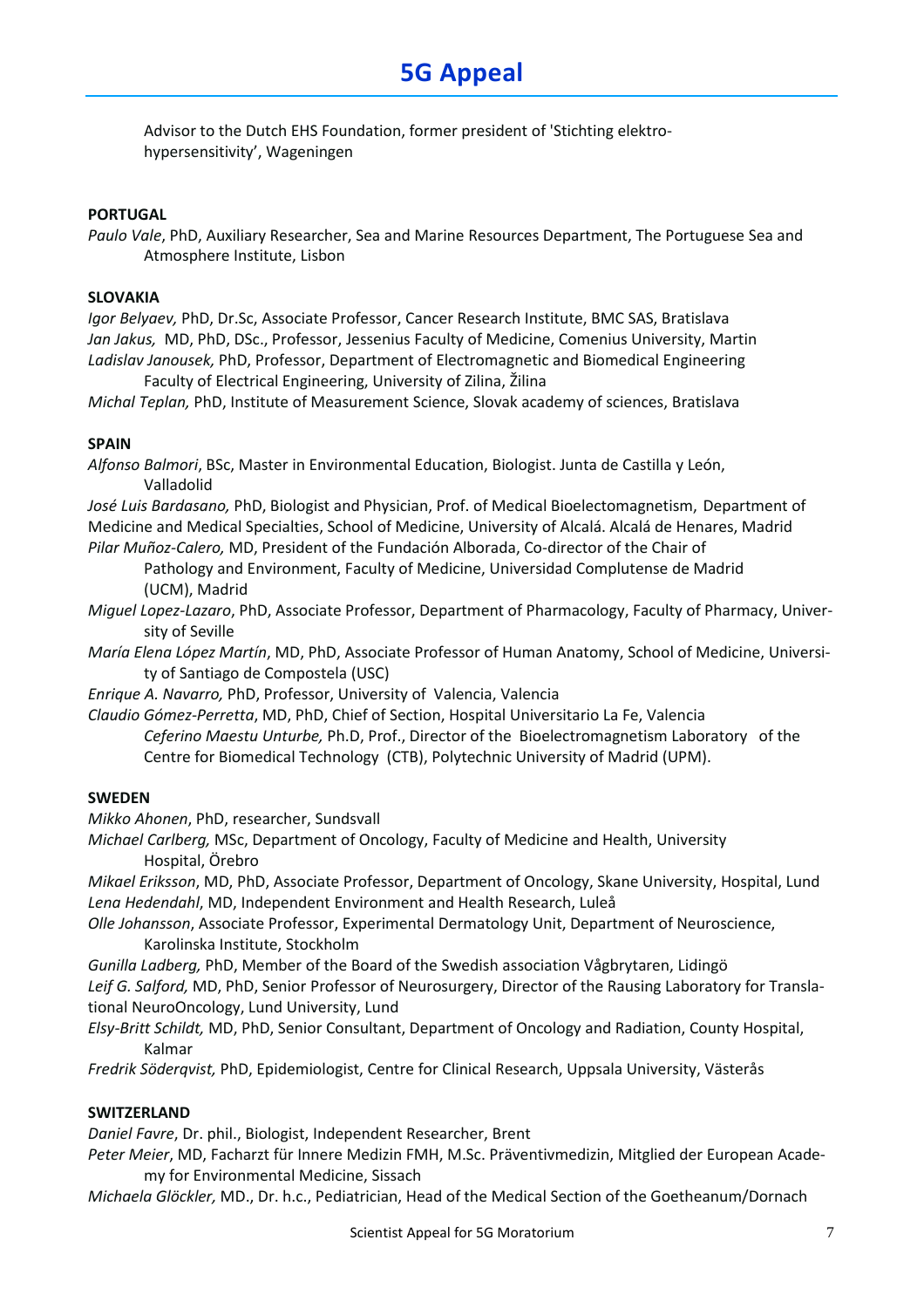Advisor to the Dutch EHS Foundation, former president of 'Stichting elektro-hypersensitivity', Wageningen

**PORTUGAL**

*Paulo Vale*, PhD, Auxiliary Researcher, Sea and Marine Resources Department, The Portuguese Sea and Atmosphere Institute, Lisbon

**SLOVAKIA**

*Igor Belyaev,* PhD, Dr.Sc, Associate Professor, Cancer Research Institute, BMC SAS, Bratislava
*Jan Jakus,* MD, PhD, DSc., Professor, Jessenius Faculty of Medicine, Comenius University, Martin
*Ladislav Janousek,* PhD, Professor, Department of Electromagnetic and Biomedical Engineering Faculty of Electrical Engineering, University of Zilina, Žilina
*Michal Teplan,* PhD, Institute of Measurement Science, Slovak academy of sciences, Bratislava

**SPAIN**

*Alfonso Balmori*, BSc, Master in Environmental Education, Biologist. Junta de Castilla y León, Valladolid
*José Luis Bardasano,* PhD, Biologist and Physician, Prof. of Medical Bioelectomagnetism, Department of Medicine and Medical Specialties, School of Medicine, University of Alcalá. Alcalá de Henares, Madrid
*Pilar Muñoz-Calero,* MD, President of the Fundación Alborada, Co-director of the Chair of Pathology and Environment, Faculty of Medicine, Universidad Complutense de Madrid (UCM), Madrid
*Miguel Lopez-Lazaro*, PhD, Associate Professor, Department of Pharmacology, Faculty of Pharmacy, University of Seville
*María Elena López Martín*, MD, PhD, Associate Professor of Human Anatomy, School of Medicine, University of Santiago de Compostela (USC)
*Enrique A. Navarro,* PhD, Professor, University of Valencia, Valencia
*Claudio Gómez-Perretta*, MD, PhD, Chief of Section, Hospital Universitario La Fe, Valencia
*Ceferino Maestu Unturbe,* Ph.D, Prof., Director of the Bioelectromagnetism Laboratory of the Centre for Biomedical Technology (CTB), Polytechnic University of Madrid (UPM).

**SWEDEN**

*Mikko Ahonen*, PhD, researcher, Sundsvall
*Michael Carlberg,* MSc, Department of Oncology, Faculty of Medicine and Health, University Hospital, Örebro
*Mikael Eriksson*, MD, PhD, Associate Professor, Department of Oncology, Skane University, Hospital, Lund
*Lena Hedendahl*, MD, Independent Environment and Health Research, Luleå
*Olle Johansson*, Associate Professor, Experimental Dermatology Unit, Department of Neuroscience, Karolinska Institute, Stockholm
*Gunilla Ladberg,* PhD, Member of the Board of the Swedish association Vågbrytaren, Lidingö
*Leif G. Salford,* MD, PhD, Senior Professor of Neurosurgery, Director of the Rausing Laboratory for Translational NeuroOncology, Lund University, Lund
*Elsy-Britt Schildt,* MD, PhD, Senior Consultant, Department of Oncology and Radiation, County Hospital, Kalmar
*Fredrik Söderqvist,* PhD, Epidemiologist, Centre for Clinical Research, Uppsala University, Västerås

**SWITZERLAND**

*Daniel Favre*, Dr. phil., Biologist, Independent Researcher, Brent
*Peter Meier*, MD, Facharzt für Innere Medizin FMH, M.Sc. Präventivmedizin, Mitglied der European Academy for Environmental Medicine, Sissach
*Michaela Glöckler,* MD., Dr. h.c., Pediatrician, Head of the Medical Section of the Goetheanum/Dornach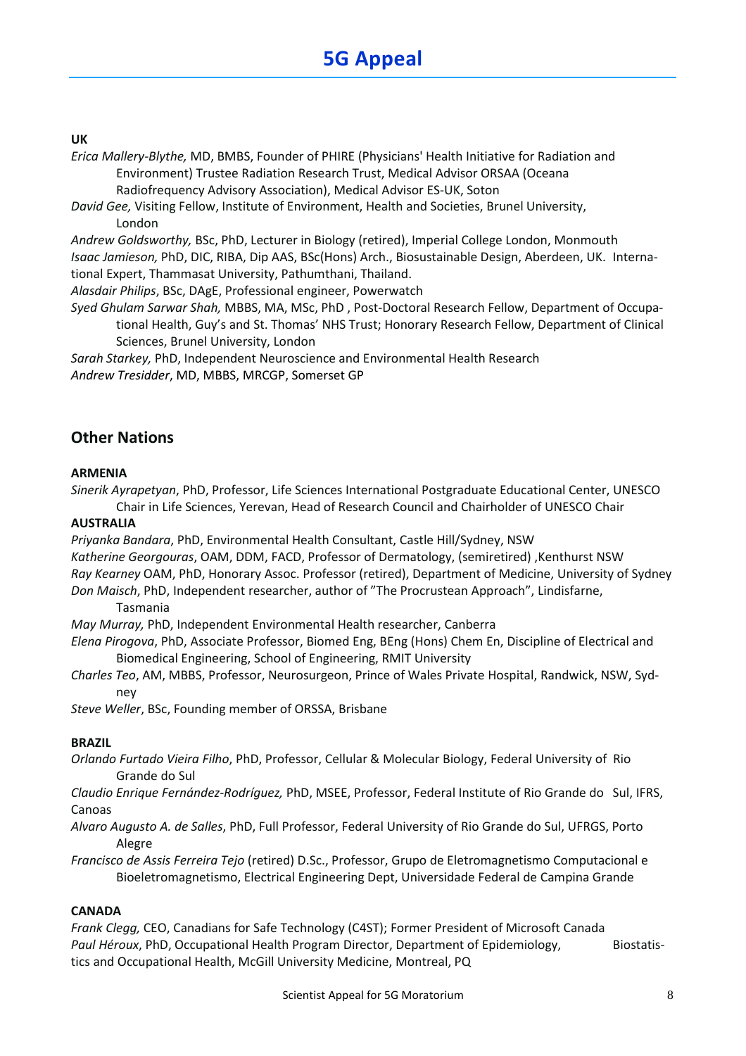**UK**

*Erica Mallery-Blythe,* MD, BMBS, Founder of PHIRE (Physicians' Health Initiative for Radiation and Environment) Trustee Radiation Research Trust, Medical Advisor ORSAA (Oceana Radiofrequency Advisory Association), Medical Advisor ES-UK, Soton

*David Gee,* Visiting Fellow, Institute of Environment, Health and Societies, Brunel University, London

*Andrew Goldsworthy,* BSc, PhD, Lecturer in Biology (retired), Imperial College London, Monmouth

*Isaac Jamieson,* PhD, DIC, RIBA, Dip AAS, BSc(Hons) Arch., Biosustainable Design, Aberdeen, UK. International Expert, Thammasat University, Pathumthani, Thailand.

*Alasdair Philips*, BSc, DAgE, Professional engineer, Powerwatch

*Syed Ghulam Sarwar Shah,* MBBS, MA, MSc, PhD , Post-Doctoral Research Fellow, Department of Occupational Health, Guy's and St. Thomas' NHS Trust; Honorary Research Fellow, Department of Clinical Sciences, Brunel University, London

*Sarah Starkey,* PhD, Independent Neuroscience and Environmental Health Research

*Andrew Tresidder*, MD, MBBS, MRCGP, Somerset GP

## Other Nations

**ARMENIA**

*Sinerik Ayrapetyan*, PhD, Professor, Life Sciences International Postgraduate Educational Center, UNESCO Chair in Life Sciences, Yerevan, Head of Research Council and Chairholder of UNESCO Chair

**AUSTRALIA**

*Priyanka Bandara*, PhD, Environmental Health Consultant, Castle Hill/Sydney, NSW

*Katherine Georgouras*, OAM, DDM, FACD, Professor of Dermatology, (semiretired) ,Kenthurst NSW

*Ray Kearney* OAM, PhD, Honorary Assoc. Professor (retired), Department of Medicine, University of Sydney

*Don Maisch*, PhD, Independent researcher, author of "The Procrustean Approach", Lindisfarne, Tasmania

*May Murray,* PhD, Independent Environmental Health researcher, Canberra

*Elena Pirogova*, PhD, Associate Professor, Biomed Eng, BEng (Hons) Chem En, Discipline of Electrical and Biomedical Engineering, School of Engineering, RMIT University

*Charles Teo*, AM, MBBS, Professor, Neurosurgeon, Prince of Wales Private Hospital, Randwick, NSW, Sydney

*Steve Weller*, BSc, Founding member of ORSSA, Brisbane

**BRAZIL**

*Orlando Furtado Vieira Filho*, PhD, Professor, Cellular & Molecular Biology, Federal University of Rio Grande do Sul

*Claudio Enrique Fernández-Rodríguez,* PhD, MSEE, Professor, Federal Institute of Rio Grande do Sul, IFRS, Canoas

*Alvaro Augusto A. de Salles*, PhD, Full Professor, Federal University of Rio Grande do Sul, UFRGS, Porto Alegre

*Francisco de Assis Ferreira Tejo* (retired) D.Sc., Professor, Grupo de Eletromagnetismo Computacional e Bioeletromagnetismo, Electrical Engineering Dept, Universidade Federal de Campina Grande

**CANADA**

*Frank Clegg,* CEO, Canadians for Safe Technology (C4ST); Former President of Microsoft Canada

*Paul Héroux*, PhD, Occupational Health Program Director, Department of Epidemiology, Biostatistics and Occupational Health, McGill University Medicine, Montreal, PQ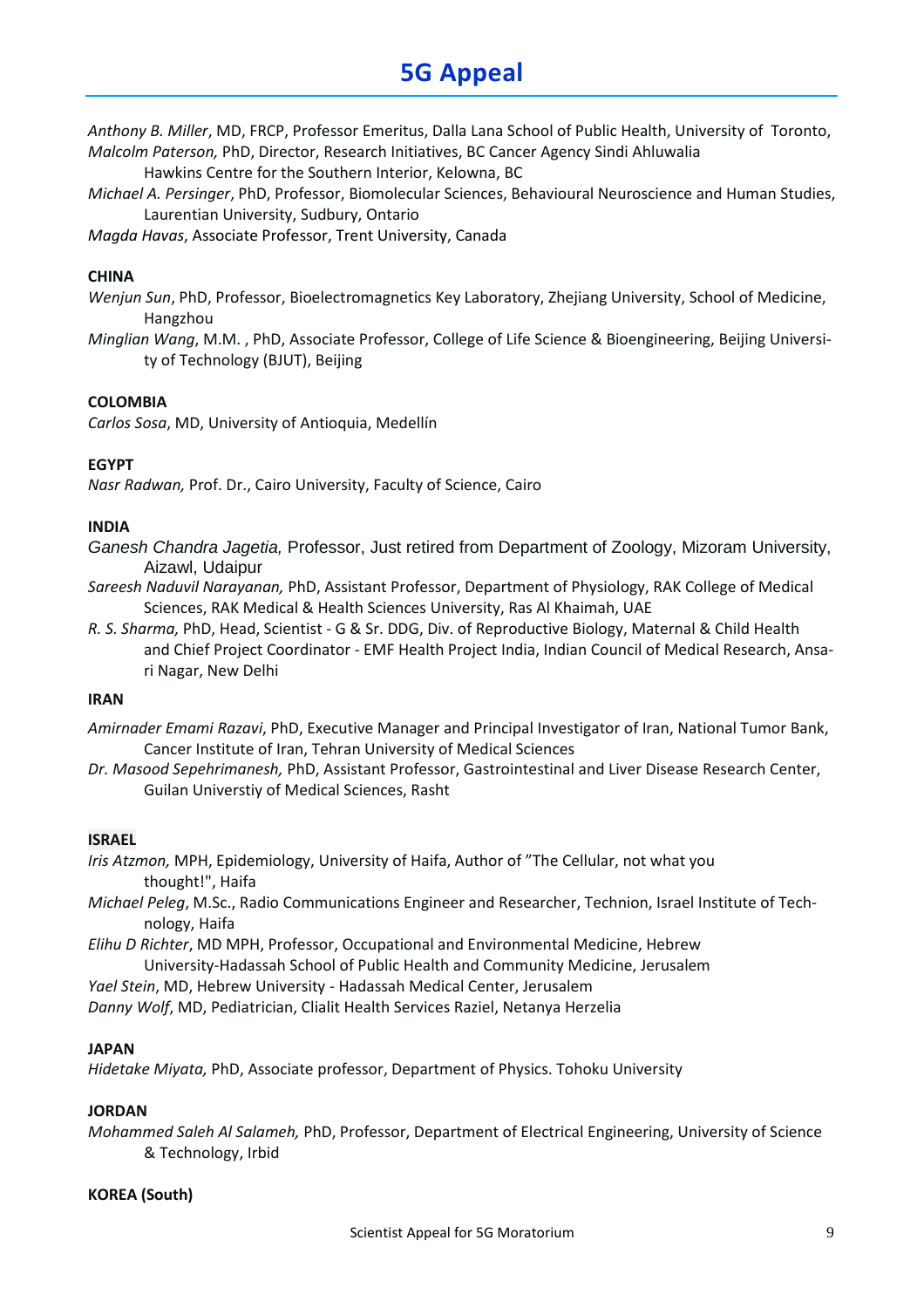*Anthony B. Miller*, MD, FRCP, Professor Emeritus, Dalla Lana School of Public Health, University of Toronto,

*Malcolm Paterson,* PhD, Director, Research Initiatives, BC Cancer Agency Sindi Ahluwalia Hawkins Centre for the Southern Interior, Kelowna, BC

*Michael A. Persinger*, PhD, Professor, Biomolecular Sciences, Behavioural Neuroscience and Human Studies, Laurentian University, Sudbury, Ontario

*Magda Havas*, Associate Professor, Trent University, Canada

**CHINA**

*Wenjun Sun*, PhD, Professor, Bioelectromagnetics Key Laboratory, Zhejiang University, School of Medicine, Hangzhou

*Minglian Wang*, M.M. , PhD, Associate Professor, College of Life Science & Bioengineering, Beijing University of Technology (BJUT), Beijing

**COLOMBIA**

*Carlos Sosa*, MD, University of Antioquia, Medellín

**EGYPT**

*Nasr Radwan,* Prof. Dr., Cairo University, Faculty of Science, Cairo

**INDIA**

*Ganesh Chandra Jagetia*, Professor, Just retired from Department of Zoology, Mizoram University, Aizawl, Udaipur

*Sareesh Naduvil Narayanan,* PhD, Assistant Professor, Department of Physiology, RAK College of Medical Sciences, RAK Medical & Health Sciences University, Ras Al Khaimah, UAE

*R. S. Sharma,* PhD, Head, Scientist - G & Sr. DDG, Div. of Reproductive Biology, Maternal & Child Health and Chief Project Coordinator - EMF Health Project India, Indian Council of Medical Research, Ansari Nagar, New Delhi

**IRAN**

*Amirnader Emami Razavi*, PhD, Executive Manager and Principal Investigator of Iran, National Tumor Bank, Cancer Institute of Iran, Tehran University of Medical Sciences

*Dr. Masood Sepehrimanesh,* PhD, Assistant Professor, Gastrointestinal and Liver Disease Research Center, Guilan Universtiy of Medical Sciences, Rasht

**ISRAEL**

*Iris Atzmon,* MPH, Epidemiology, University of Haifa, Author of "The Cellular, not what you thought!", Haifa

*Michael Peleg*, M.Sc., Radio Communications Engineer and Researcher, Technion, Israel Institute of Technology, Haifa

*Elihu D Richter*, MD MPH, Professor, Occupational and Environmental Medicine, Hebrew University-Hadassah School of Public Health and Community Medicine, Jerusalem

*Yael Stein*, MD, Hebrew University - Hadassah Medical Center, Jerusalem

*Danny Wolf*, MD, Pediatrician, Clialit Health Services Raziel, Netanya Herzelia

**JAPAN**

*Hidetake Miyata,* PhD, Associate professor, Department of Physics. Tohoku University

**JORDAN**

*Mohammed Saleh Al Salameh,* PhD, Professor, Department of Electrical Engineering, University of Science & Technology, Irbid

**KOREA (South)**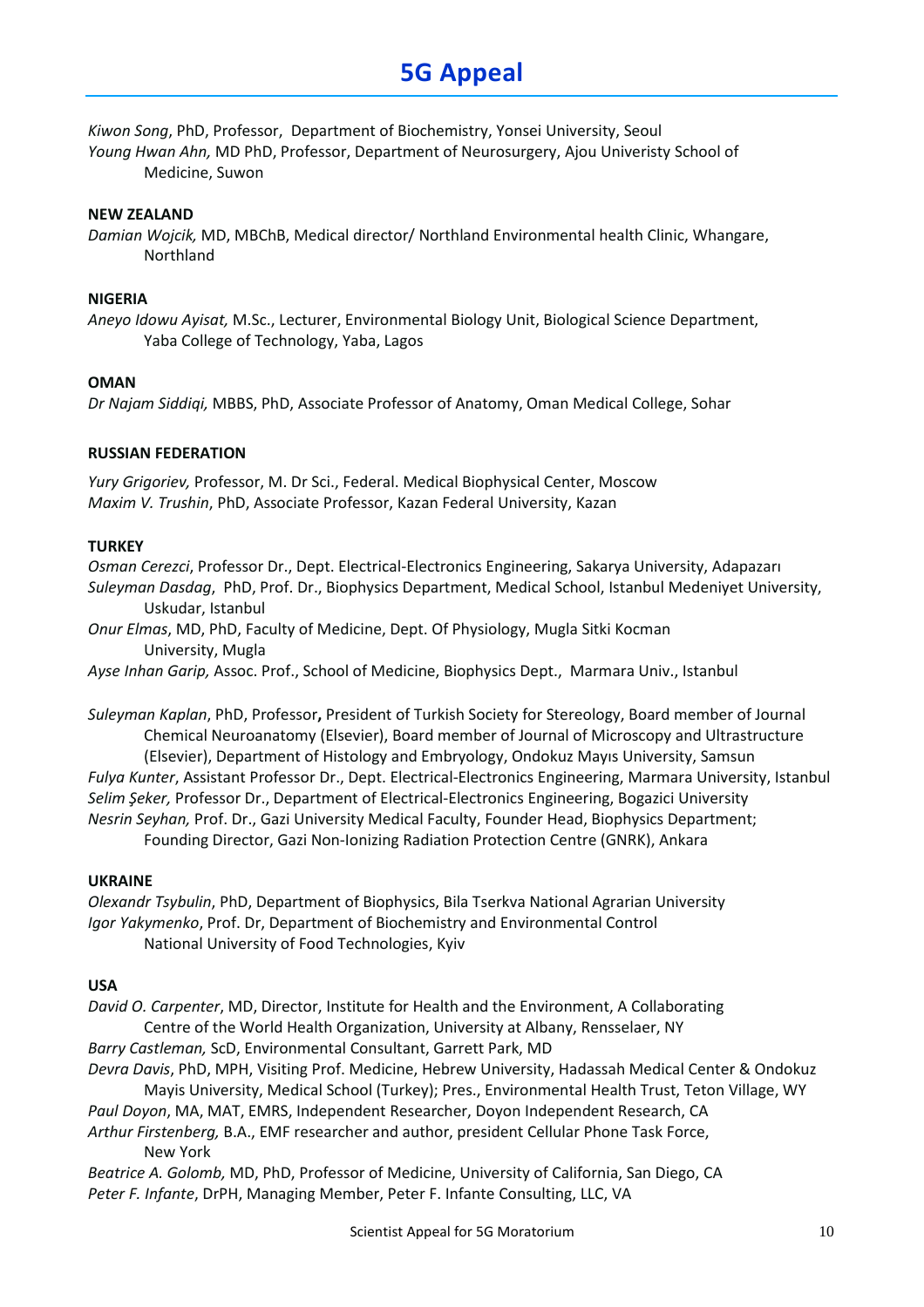*Kiwon Song*, PhD, Professor, Department of Biochemistry, Yonsei University, Seoul
*Young Hwan Ahn,* MD PhD, Professor, Department of Neurosurgery, Ajou Univeristy School of Medicine, Suwon

**NEW ZEALAND**

*Damian Wojcik,* MD, MBChB, Medical director/ Northland Environmental health Clinic, Whangare, Northland

**NIGERIA**

*Aneyo Idowu Ayisat,* M.Sc., Lecturer, Environmental Biology Unit, Biological Science Department, Yaba College of Technology, Yaba, Lagos

**OMAN**

*Dr Najam Siddiqi,* MBBS, PhD, Associate Professor of Anatomy, Oman Medical College, Sohar

**RUSSIAN FEDERATION**

*Yury Grigoriev,* Professor, M. Dr Sci., Federal. Medical Biophysical Center, Moscow
*Maxim V. Trushin*, PhD, Associate Professor, Kazan Federal University, Kazan

**TURKEY**

*Osman Cerezci*, Professor Dr., Dept. Electrical-Electronics Engineering, Sakarya University, Adapazarı
*Suleyman Dasdag*, PhD, Prof. Dr., Biophysics Department, Medical School, Istanbul Medeniyet University, Uskudar, Istanbul
*Onur Elmas*, MD, PhD, Faculty of Medicine, Dept. Of Physiology, Mugla Sitki Kocman University, Mugla
*Ayse Inhan Garip,* Assoc. Prof., School of Medicine, Biophysics Dept., Marmara Univ., Istanbul

*Suleyman Kaplan*, PhD, Professor**,** President of Turkish Society for Stereology, Board member of Journal Chemical Neuroanatomy (Elsevier), Board member of Journal of Microscopy and Ultrastructure (Elsevier), Department of Histology and Embryology, Ondokuz Mayıs University, Samsun
*Fulya Kunter*, Assistant Professor Dr., Dept. Electrical-Electronics Engineering, Marmara University, Istanbul
*Selim Şeker,* Professor Dr., Department of Electrical-Electronics Engineering, Bogazici University
*Nesrin Seyhan,* Prof. Dr., Gazi University Medical Faculty, Founder Head, Biophysics Department; Founding Director, Gazi Non-Ionizing Radiation Protection Centre (GNRK), Ankara

**UKRAINE**

*Olexandr Tsybulin*, PhD, Department of Biophysics, Bila Tserkva National Agrarian University
*Igor Yakymenko*, Prof. Dr, Department of Biochemistry and Environmental Control National University of Food Technologies, Kyiv

**USA**

*David O. Carpenter*, MD, Director, Institute for Health and the Environment, A Collaborating Centre of the World Health Organization, University at Albany, Rensselaer, NY
*Barry Castleman,* ScD, Environmental Consultant, Garrett Park, MD
*Devra Davis*, PhD, MPH, Visiting Prof. Medicine, Hebrew University, Hadassah Medical Center & Ondokuz Mayis University, Medical School (Turkey); Pres., Environmental Health Trust, Teton Village, WY
*Paul Doyon*, MA, MAT, EMRS, Independent Researcher, Doyon Independent Research, CA
*Arthur Firstenberg,* B.A., EMF researcher and author, president Cellular Phone Task Force, New York
*Beatrice A. Golomb,* MD, PhD, Professor of Medicine, University of California, San Diego, CA
*Peter F. Infante*, DrPH, Managing Member, Peter F. Infante Consulting, LLC, VA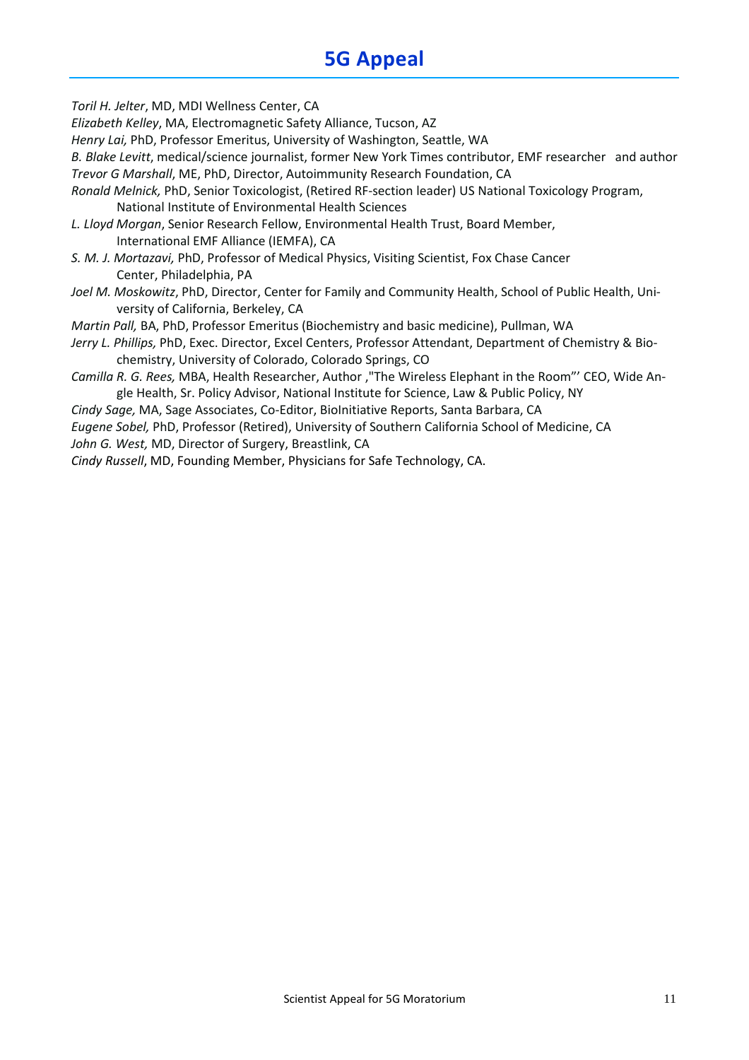*Toril H. Jelter*, MD, MDI Wellness Center, CA

*Elizabeth Kelley*, MA, Electromagnetic Safety Alliance, Tucson, AZ

*Henry Lai,* PhD, Professor Emeritus, University of Washington, Seattle, WA

*B. Blake Levitt*, medical/science journalist, former New York Times contributor, EMF researcher and author

*Trevor G Marshall*, ME, PhD, Director, Autoimmunity Research Foundation, CA

*Ronald Melnick,* PhD, Senior Toxicologist, (Retired RF-section leader) US National Toxicology Program, National Institute of Environmental Health Sciences

*L. Lloyd Morgan*, Senior Research Fellow, Environmental Health Trust, Board Member, International EMF Alliance (IEMFA), CA

*S. M. J. Mortazavi,* PhD, Professor of Medical Physics, Visiting Scientist, Fox Chase Cancer Center, Philadelphia, PA

*Joel M. Moskowitz*, PhD, Director, Center for Family and Community Health, School of Public Health, University of California, Berkeley, CA

*Martin Pall,* BA, PhD, Professor Emeritus (Biochemistry and basic medicine), Pullman, WA

*Jerry L. Phillips,* PhD, Exec. Director, Excel Centers, Professor Attendant, Department of Chemistry & Biochemistry, University of Colorado, Colorado Springs, CO

*Camilla R. G. Rees,* MBA, Health Researcher, Author ,"The Wireless Elephant in the Room"' CEO, Wide Angle Health, Sr. Policy Advisor, National Institute for Science, Law & Public Policy, NY

*Cindy Sage,* MA, Sage Associates, Co-Editor, BioInitiative Reports, Santa Barbara, CA

*Eugene Sobel,* PhD, Professor (Retired), University of Southern California School of Medicine, CA

*John G. West,* MD, Director of Surgery, Breastlink, CA

*Cindy Russell*, MD, Founding Member, Physicians for Safe Technology, CA.